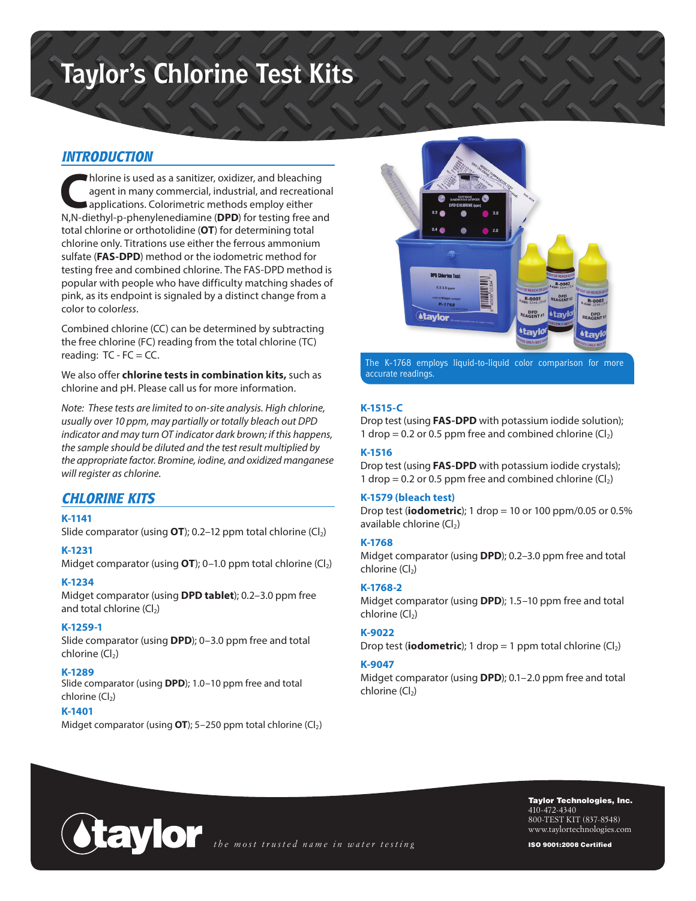# Taylor's Chlorine Test Kits

## INTRODUCTION

Chlorine is used as a sanitizer, oxidizer, and bleaching agent in many commercial, industrial, and recreational applications. Colorimetric methods employ either N,N-diethyl-p-phenylenediamine (**DPD**) for testing free and total chlorine or orthotolidine (**OT**) for determining total chlorine only. Titrations use either the ferrous ammonium sulfate (**FAS-DPD**) method or the iodometric method for testing free and combined chlorine. The FAS-DPD method is popular with people who have difficulty matching shades of pink, as its endpoint is signaled by a distinct change from a color to color*less*.

Combined chlorine (CC) can be determined by subtracting the free chlorine (FC) reading from the total chlorine (TC) reading: TC - FC = CC.

We also offer **chlorine tests in combination kits,** such as chlorine and pH. Please call us for more information.

*Note: These tests are limited to on-site analysis. High chlorine, usually over 10 ppm, may partially or totally bleach out DPD indicator and may turn OT indicator dark brown; if this happens, the sample should be diluted and the test result multiplied by the appropriate factor. Bromine, iodine, and oxidized manganese will register as chlorine.*

## CHLORINE KITS

**K-1141**
Slide comparator (using **OT**); 0.2–12 ppm total chlorine ($Cl_2$)

**K-1231**
Midget comparator (using **OT**); 0–1.0 ppm total chlorine ($Cl_2$)

**K-1234**
Midget comparator (using **DPD tablet**); 0.2–3.0 ppm free and total chlorine ($Cl_2$)

**K-1259-1**
Slide comparator (using **DPD**); 0–3.0 ppm free and total chlorine ($Cl_2$)

**K-1289**
Slide comparator (using **DPD**); 1.0–10 ppm free and total chlorine ($Cl_2$)

**K-1401**
Midget comparator (using **OT**); 5–250 ppm total chlorine ($Cl_2$)

The K-1768 employs liquid-to-liquid color comparison for more accurate readings.

**K-1515-C**
Drop test (using **FAS-DPD** with potassium iodide solution); 1 drop = 0.2 or 0.5 ppm free and combined chlorine ($Cl_2$)

**K-1516**
Drop test (using **FAS-DPD** with potassium iodide crystals); 1 drop = 0.2 or 0.5 ppm free and combined chlorine ($Cl_2$)

**K-1579 (bleach test)**
Drop test (**iodometric**); 1 drop = 10 or 100 ppm/0.05 or 0.5% available chlorine ($Cl_2$)

**K-1768**
Midget comparator (using **DPD**); 0.2–3.0 ppm free and total chlorine ($Cl_2$)

**K-1768-2**
Midget comparator (using **DPD**); 1.5–10 ppm free and total chlorine ($Cl_2$)

**K-9022**
Drop test (**iodometric**); 1 drop = 1 ppm total chlorine ($Cl_2$)

**K-9047**
Midget comparator (using **DPD**); 0.1–2.0 ppm free and total chlorine ($Cl_2$)

taylor *the most trusted name in water testing*

**Taylor Technologies, Inc.**
410-472-4340
800-TEST KIT (837-8548)
www.taylortechnologies.com

**ISO 9001:2008 Certified**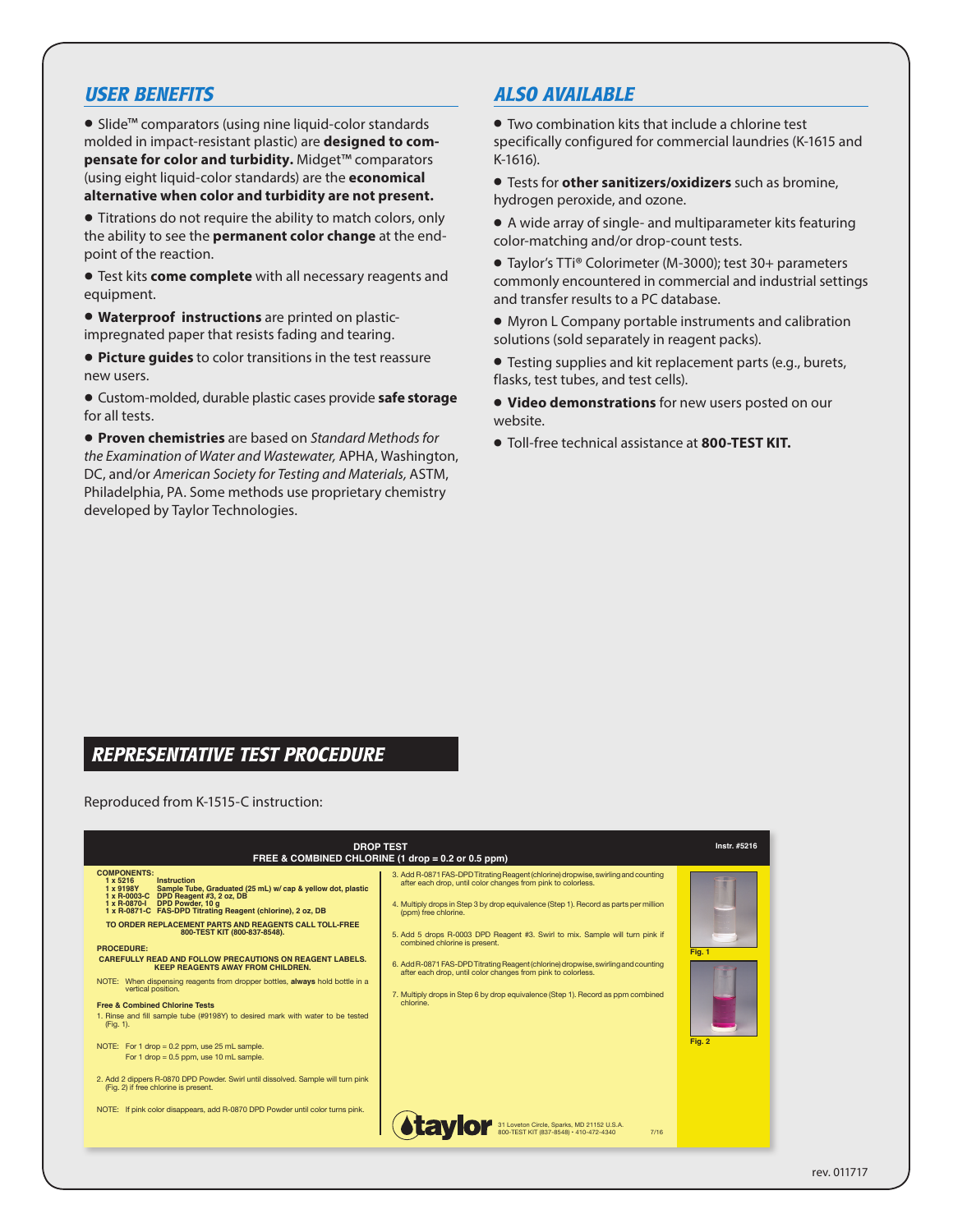## USER BENEFITS

- Slide™ comparators (using nine liquid-color standards molded in impact-resistant plastic) are **designed to compensate for color and turbidity.** Midget™ comparators (using eight liquid-color standards) are the **economical alternative when color and turbidity are not present.**
- Titrations do not require the ability to match colors, only the ability to see the **permanent color change** at the endpoint of the reaction.
- Test kits **come complete** with all necessary reagents and equipment.
- **Waterproof instructions** are printed on plastic-impregnated paper that resists fading and tearing.
- **Picture guides** to color transitions in the test reassure new users.
- Custom-molded, durable plastic cases provide **safe storage** for all tests.
- **Proven chemistries** are based on *Standard Methods for the Examination of Water and Wastewater,* APHA, Washington, DC, and/or *American Society for Testing and Materials,* ASTM, Philadelphia, PA. Some methods use proprietary chemistry developed by Taylor Technologies.

## ALSO AVAILABLE

- Two combination kits that include a chlorine test specifically configured for commercial laundries (K-1615 and K-1616).
- Tests for **other sanitizers/oxidizers** such as bromine, hydrogen peroxide, and ozone.
- A wide array of single- and multiparameter kits featuring color-matching and/or drop-count tests.
- Taylor's TTi® Colorimeter (M-3000); test 30+ parameters commonly encountered in commercial and industrial settings and transfer results to a PC database.
- Myron L Company portable instruments and calibration solutions (sold separately in reagent packs).
- Testing supplies and kit replacement parts (e.g., burets, flasks, test tubes, and test cells).
- **Video demonstrations** for new users posted on our website.
- Toll-free technical assistance at **800-TEST KIT.**

## REPRESENTATIVE TEST PROCEDURE

Reproduced from K-1515-C instruction:

### DROP TEST
### FREE & COMBINED CHLORINE (1 drop = 0.2 or 0.5 ppm)

Instr. #5216

**COMPONENTS:**

- **1 x 5216** Instruction
- **1 x 9198Y** Sample Tube, Graduated (25 mL) w/ cap & yellow dot, plastic
- **1 x R-0003-C** DPD Reagent #3, 2 oz, DB
- **1 x R-0870-I** DPD Powder, 10 g
- **1 x R-0871-C** FAS-DPD Titrating Reagent (chlorine), 2 oz, DB

**TO ORDER REPLACEMENT PARTS AND REAGENTS CALL TOLL-FREE 800-TEST KIT (800-837-8548).**

**PROCEDURE:**

**CAREFULLY READ AND FOLLOW PRECAUTIONS ON REAGENT LABELS. KEEP REAGENTS AWAY FROM CHILDREN.**

NOTE: When dispensing reagents from dropper bottles, **always** hold bottle in a vertical position.

**Free & Combined Chlorine Tests**

1. Rinse and fill sample tube (#9198Y) to desired mark with water to be tested (Fig. 1).

NOTE: For 1 drop = 0.2 ppm, use 25 mL sample.
For 1 drop = 0.5 ppm, use 10 mL sample.

2. Add 2 dippers R-0870 DPD Powder. Swirl until dissolved. Sample will turn pink (Fig. 2) if free chlorine is present.

NOTE: If pink color disappears, add R-0870 DPD Powder until color turns pink.

3. Add R-0871 FAS-DPD Titrating Reagent (chlorine) dropwise, swirling and counting after each drop, until color changes from pink to colorless.
4. Multiply drops in Step 3 by drop equivalence (Step 1). Record as parts per million (ppm) free chlorine.
5. Add 5 drops R-0003 DPD Reagent #3. Swirl to mix. Sample will turn pink if combined chlorine is present.
6. Add R-0871 FAS-DPD Titrating Reagent (chlorine) dropwise, swirling and counting after each drop, until color changes from pink to colorless.
7. Multiply drops in Step 6 by drop equivalence (Step 1). Record as ppm combined chlorine.

Fig. 1

Fig. 2

taylor 31 Loveton Circle, Sparks, MD 21152 U.S.A. 800-TEST KIT (837-8548) • 410-472-4340 7/16

rev. 011717